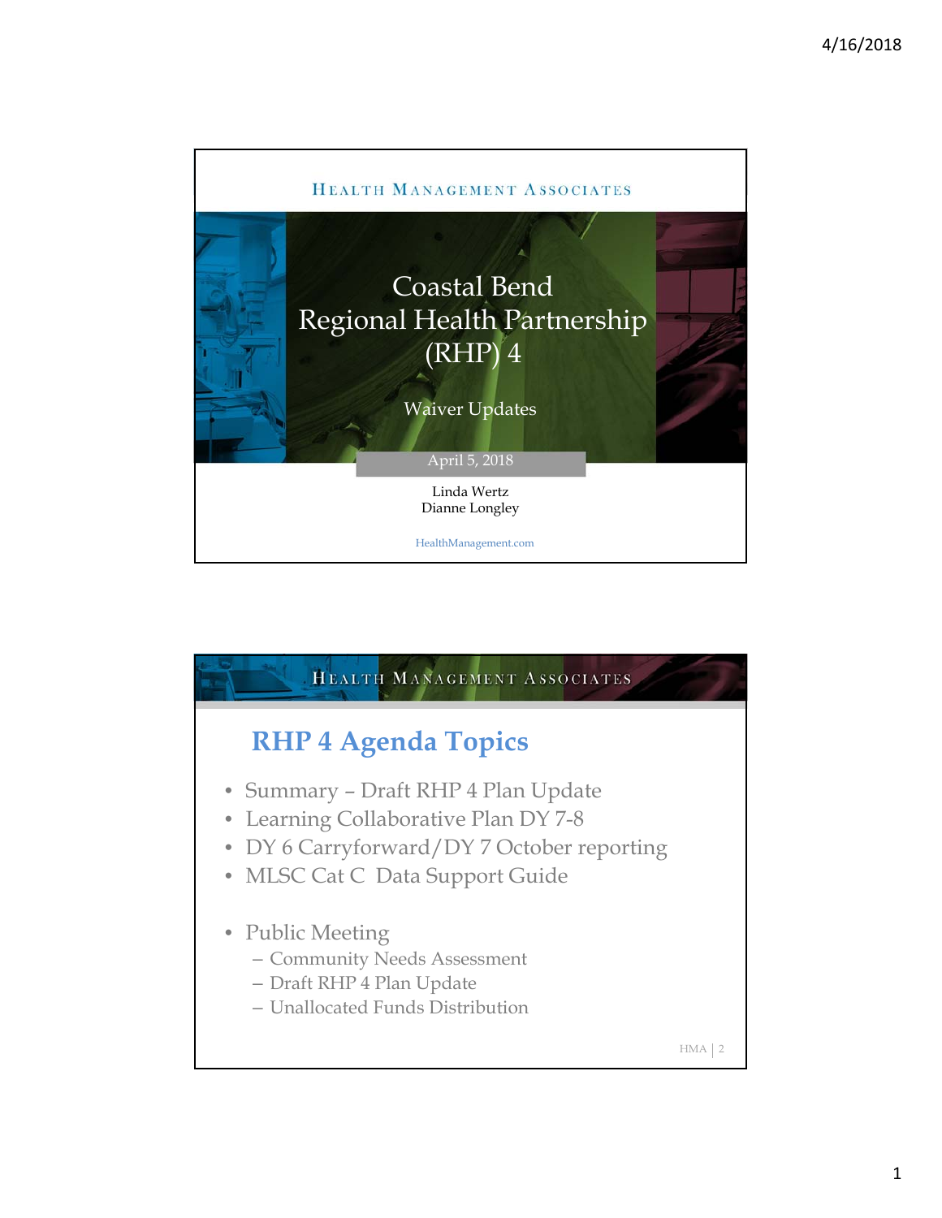HEALTH MANAGEMENT ASSOCIATES

# Coastal Bend Regional Health Partnership (RHP) 4

Waiver Updates

April 5, 2018

Linda Wertz
Dianne Longley

HealthManagement.com

---

HEALTH MANAGEMENT ASSOCIATES

## RHP 4 Agenda Topics

- Summary – Draft RHP 4 Plan Update
- Learning Collaborative Plan DY 7-8
- DY 6 Carryforward/DY 7 October reporting
- MLSC Cat C Data Support Guide
- Public Meeting
  - Community Needs Assessment
  - Draft RHP 4 Plan Update
  - Unallocated Funds Distribution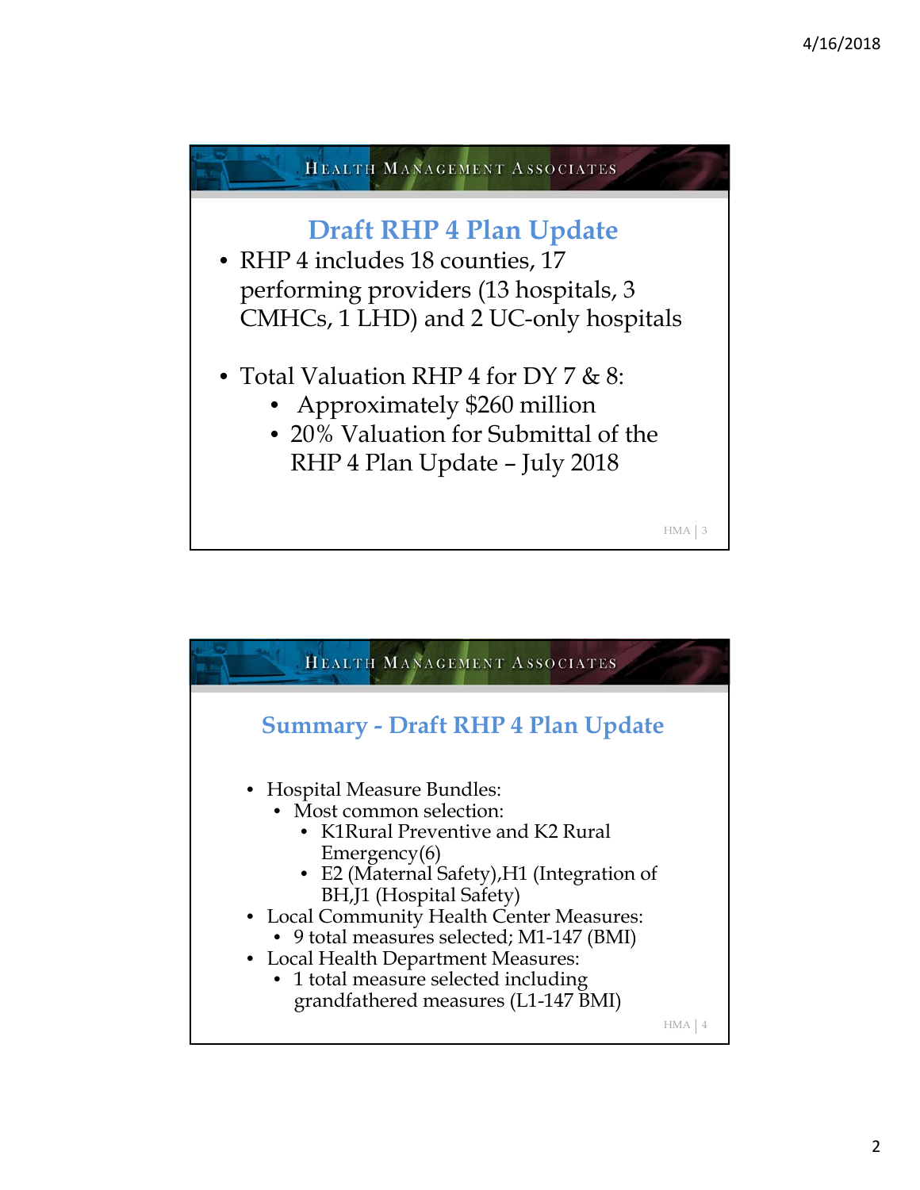## Draft RHP 4 Plan Update

- RHP 4 includes 18 counties, 17 performing providers (13 hospitals, 3 CMHCs, 1 LHD) and 2 UC-only hospitals
- Total Valuation RHP 4 for DY 7 & 8:
  - Approximately $260 million
  - 20% Valuation for Submittal of the RHP 4 Plan Update – July 2018

## Summary - Draft RHP 4 Plan Update

- Hospital Measure Bundles:
  - Most common selection:
    - K1Rural Preventive and K2 Rural Emergency(6)
    - E2 (Maternal Safety),H1 (Integration of BH,J1 (Hospital Safety)
- Local Community Health Center Measures:
  - 9 total measures selected; M1-147 (BMI)
- Local Health Department Measures:
  - 1 total measure selected including grandfathered measures (L1-147 BMI)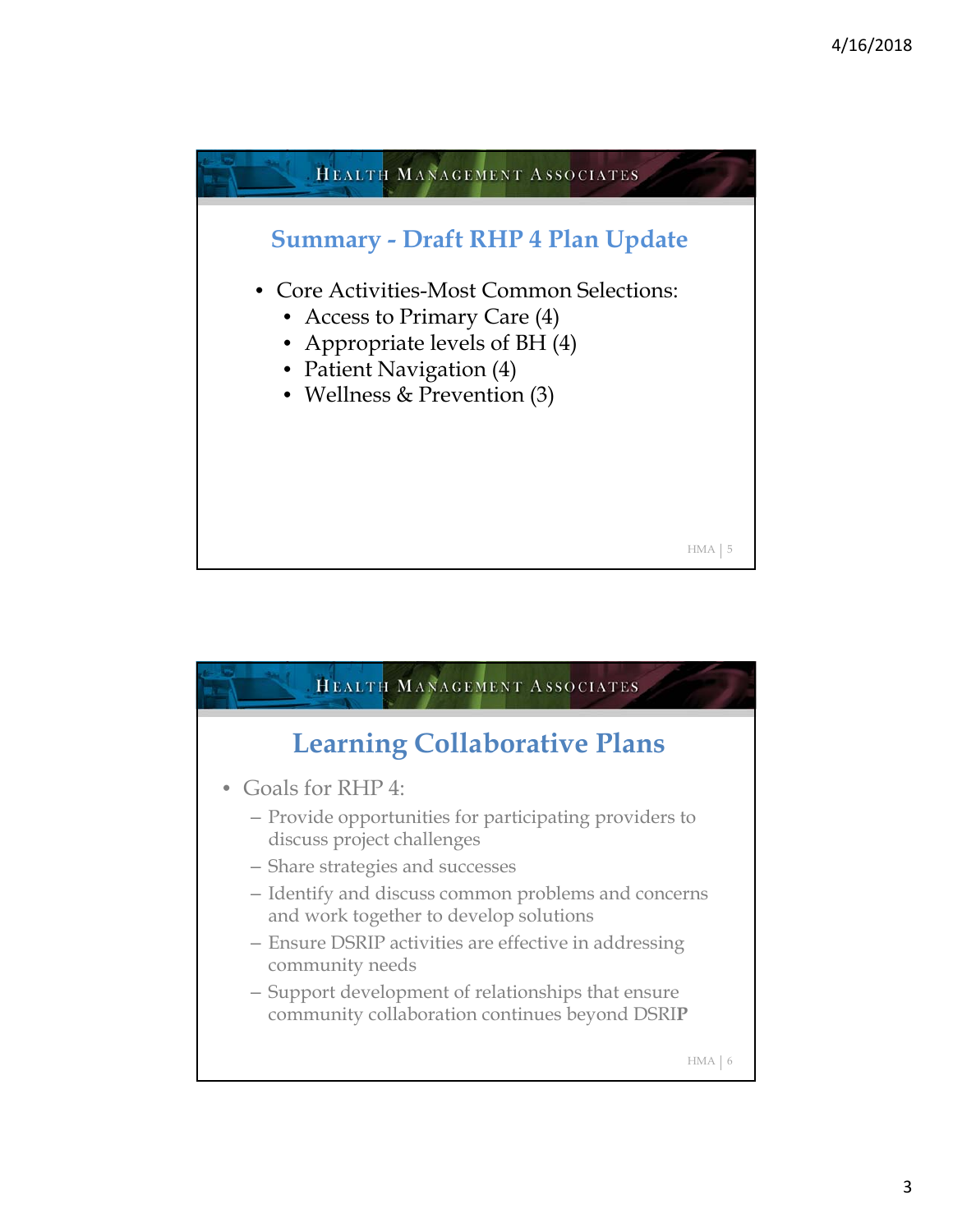## Summary - Draft RHP 4 Plan Update

- Core Activities-Most Common Selections:
  - Access to Primary Care (4)
  - Appropriate levels of BH (4)
  - Patient Navigation (4)
  - Wellness & Prevention (3)

## Learning Collaborative Plans

- Goals for RHP 4:
  - Provide opportunities for participating providers to discuss project challenges
  - Share strategies and successes
  - Identify and discuss common problems and concerns and work together to develop solutions
  - Ensure DSRIP activities are effective in addressing community needs
  - Support development of relationships that ensure community collaboration continues beyond DSRIP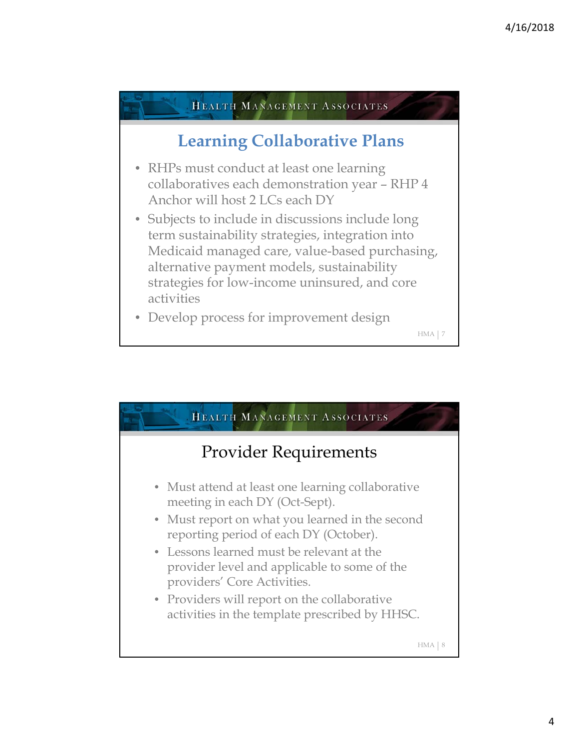## Learning Collaborative Plans

- RHPs must conduct at least one learning collaboratives each demonstration year – RHP 4 Anchor will host 2 LCs each DY
- Subjects to include in discussions include long term sustainability strategies, integration into Medicaid managed care, value-based purchasing, alternative payment models, sustainability strategies for low-income uninsured, and core activities
- Develop process for improvement design

## Provider Requirements

- Must attend at least one learning collaborative meeting in each DY (Oct-Sept).
- Must report on what you learned in the second reporting period of each DY (October).
- Lessons learned must be relevant at the provider level and applicable to some of the providers' Core Activities.
- Providers will report on the collaborative activities in the template prescribed by HHSC.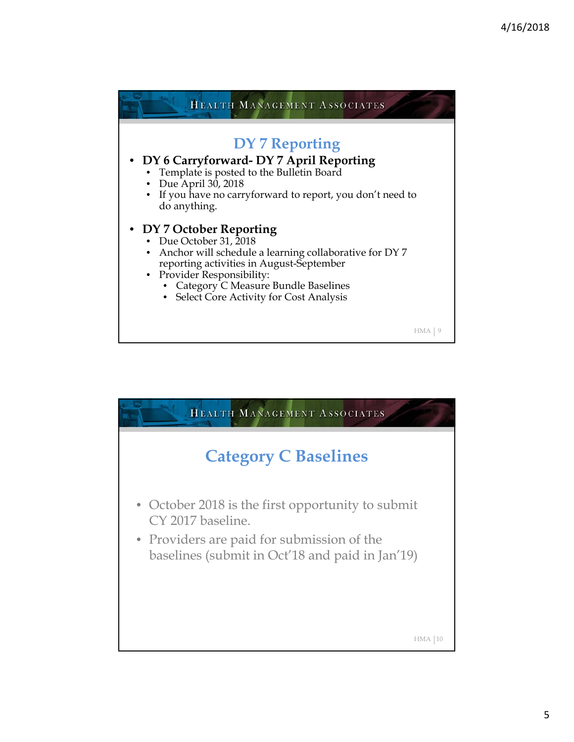## DY 7 Reporting

- **DY 6 Carryforward- DY 7 April Reporting**
  - Template is posted to the Bulletin Board
  - Due April 30, 2018
  - If you have no carryforward to report, you don't need to do anything.
- **DY 7 October Reporting**
  - Due October 31, 2018
  - Anchor will schedule a learning collaborative for DY 7 reporting activities in August-September
  - Provider Responsibility:
    - Category C Measure Bundle Baselines
    - Select Core Activity for Cost Analysis

## Category C Baselines

- October 2018 is the first opportunity to submit CY 2017 baseline.
- Providers are paid for submission of the baselines (submit in Oct'18 and paid in Jan'19)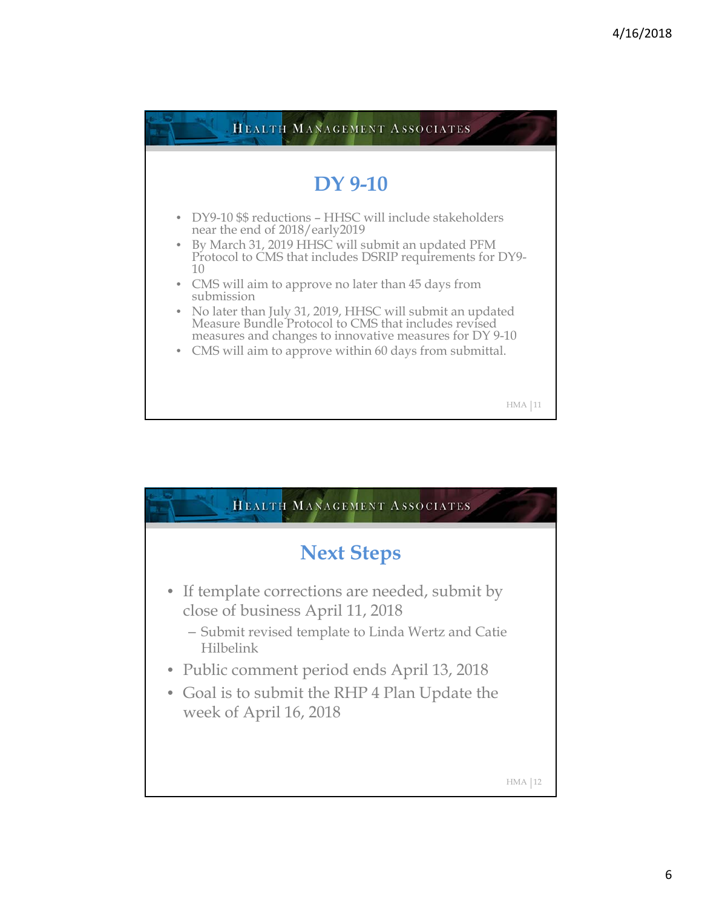## DY 9-10

- DY9-10 $$ reductions – HHSC will include stakeholders near the end of 2018/early2019
- By March 31, 2019 HHSC will submit an updated PFM Protocol to CMS that includes DSRIP requirements for DY9-10
- CMS will aim to approve no later than 45 days from submission
- No later than July 31, 2019, HHSC will submit an updated Measure Bundle Protocol to CMS that includes revised measures and changes to innovative measures for DY 9-10
- CMS will aim to approve within 60 days from submittal.

## Next Steps

- If template corrections are needed, submit by close of business April 11, 2018
  - Submit revised template to Linda Wertz and Catie Hilbelink
- Public comment period ends April 13, 2018
- Goal is to submit the RHP 4 Plan Update the week of April 16, 2018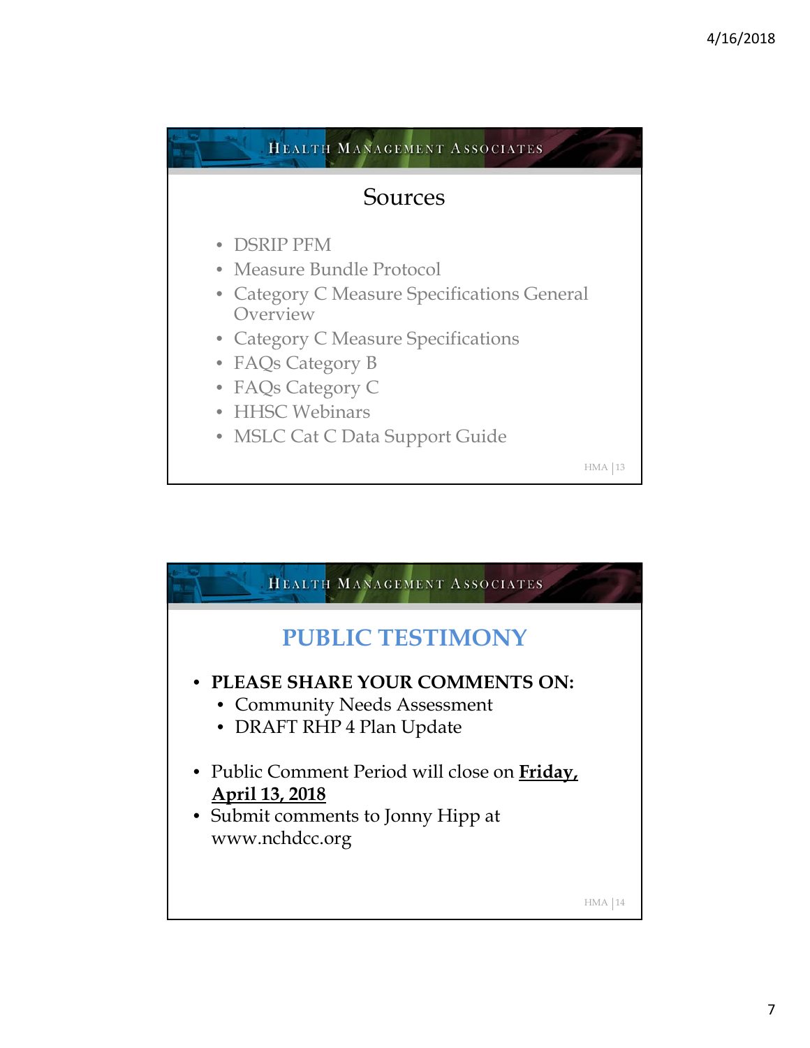## Sources

- DSRIP PFM
- Measure Bundle Protocol
- Category C Measure Specifications General Overview
- Category C Measure Specifications
- FAQs Category B
- FAQs Category C
- HHSC Webinars
- MSLC Cat C Data Support Guide

## PUBLIC TESTIMONY

- **PLEASE SHARE YOUR COMMENTS ON:**
  - Community Needs Assessment
  - DRAFT RHP 4 Plan Update

- Public Comment Period will close on **Friday, April 13, 2018**
- Submit comments to Jonny Hipp at www.nchdcc.org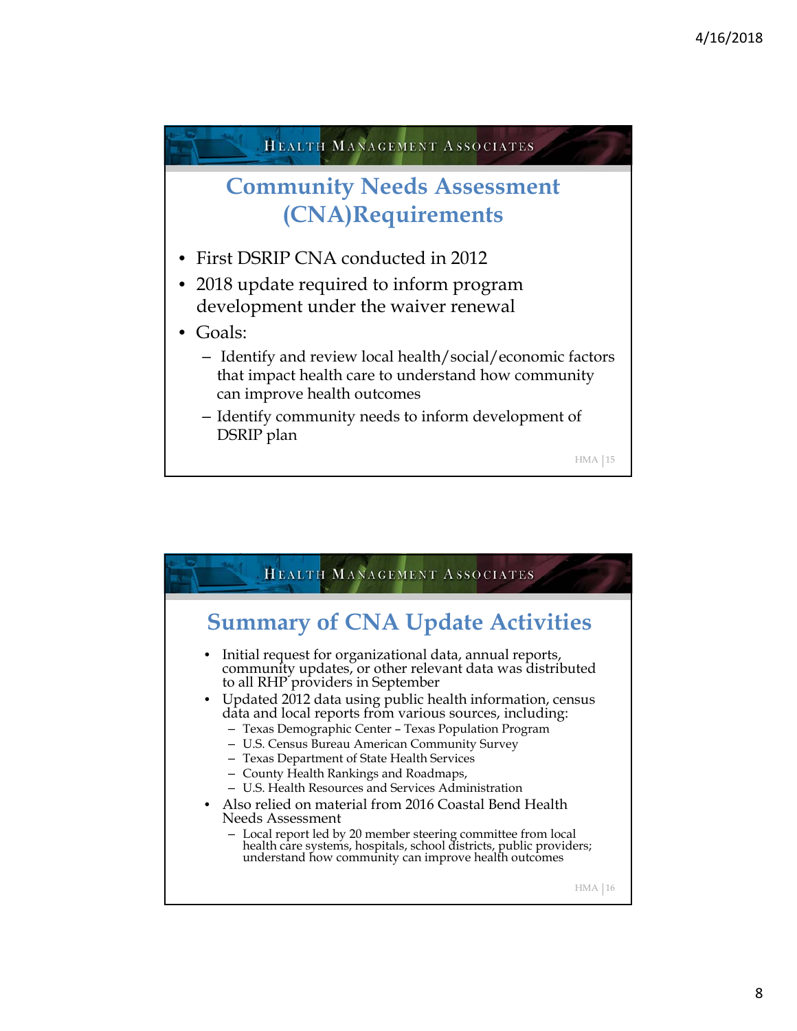## Community Needs Assessment (CNA)Requirements

- First DSRIP CNA conducted in 2012
- 2018 update required to inform program development under the waiver renewal
- Goals:
  - Identify and review local health/social/economic factors that impact health care to understand how community can improve health outcomes
  - Identify community needs to inform development of DSRIP plan

## Summary of CNA Update Activities

- Initial request for organizational data, annual reports, community updates, or other relevant data was distributed to all RHP providers in September
- Updated 2012 data using public health information, census data and local reports from various sources, including:
  - Texas Demographic Center – Texas Population Program
  - U.S. Census Bureau American Community Survey
  - Texas Department of State Health Services
  - County Health Rankings and Roadmaps,
  - U.S. Health Resources and Services Administration
- Also relied on material from 2016 Coastal Bend Health Needs Assessment
  - Local report led by 20 member steering committee from local health care systems, hospitals, school districts, public providers; understand how community can improve health outcomes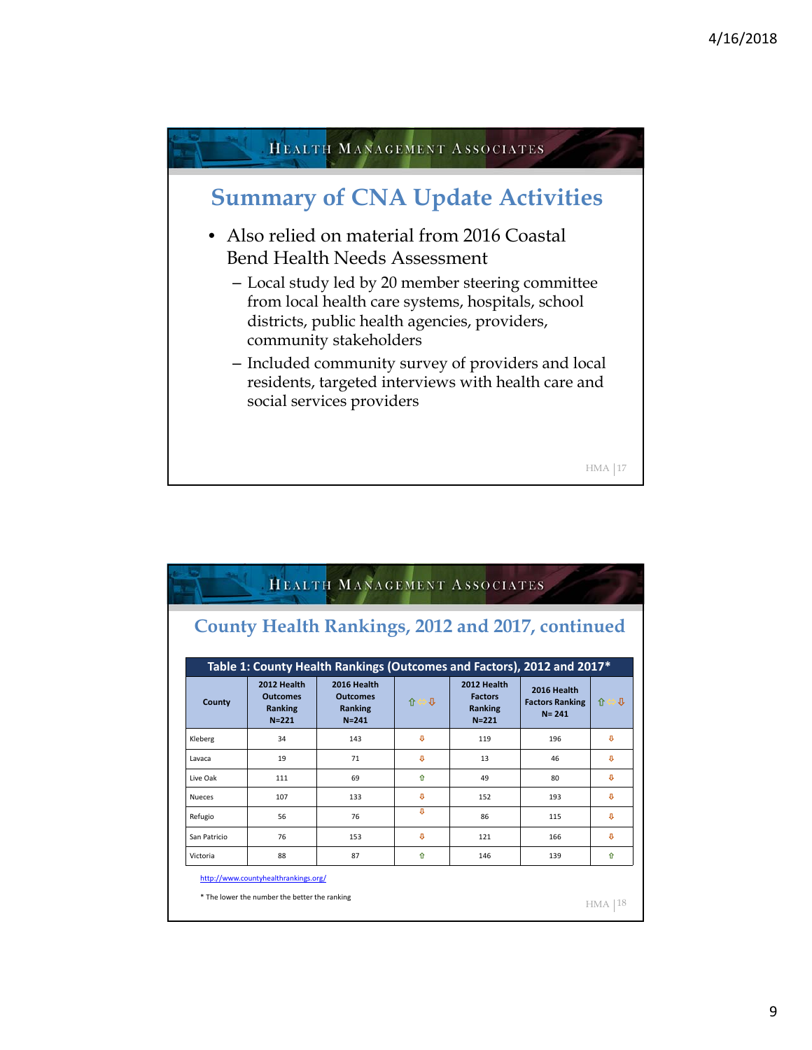## Summary of CNA Update Activities

- Also relied on material from 2016 Coastal Bend Health Needs Assessment
  - Local study led by 20 member steering committee from local health care systems, hospitals, school districts, public health agencies, providers, community stakeholders
  - Included community survey of providers and local residents, targeted interviews with health care and social services providers

## County Health Rankings, 2012 and 2017, continued

**Table 1: County Health Rankings (Outcomes and Factors), 2012 and 2017***

| County | 2012 Health Outcomes Ranking N=221 | 2016 Health Outcomes Ranking N=241 | ⇧⇔⇩ | 2012 Health Factors Ranking N=221 | 2016 Health Factors Ranking N= 241 | ⇧⇔⇩ |
|---|---|---|---|---|---|---|
| Kleberg | 34 | 143 | ⇩ | 119 | 196 | ⇩ |
| Lavaca | 19 | 71 | ⇩ | 13 | 46 | ⇩ |
| Live Oak | 111 | 69 | ⇧ | 49 | 80 | ⇩ |
| Nueces | 107 | 133 | ⇩ | 152 | 193 | ⇩ |
| Refugio | 56 | 76 | ⇩ | 86 | 115 | ⇩ |
| San Patricio | 76 | 153 | ⇩ | 121 | 166 | ⇩ |
| Victoria | 88 | 87 | ⇧ | 146 | 139 | ⇧ |

http://www.countyhealthrankings.org/

* The lower the number the better the ranking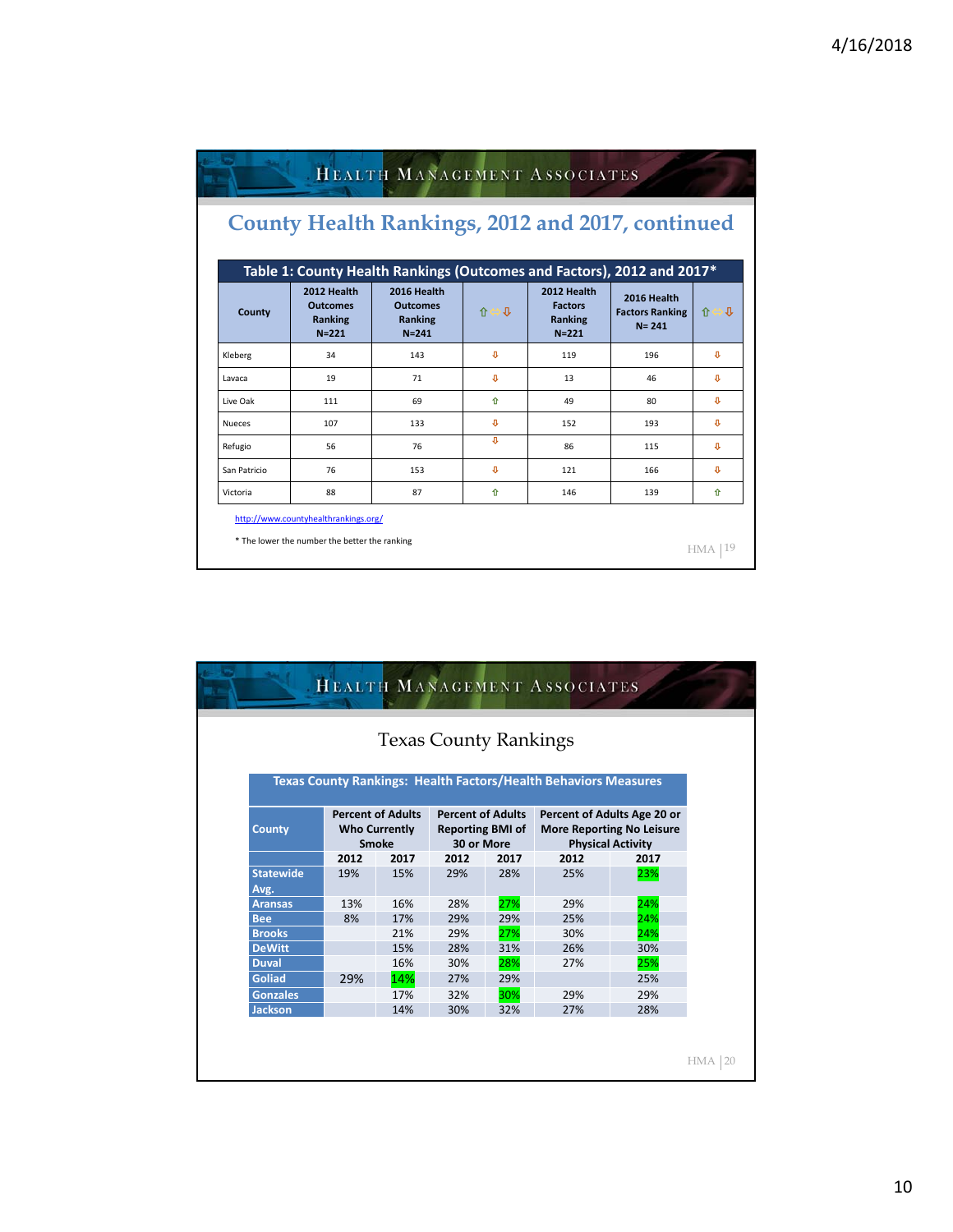## County Health Rankings, 2012 and 2017, continued

| Table 1: County Health Rankings (Outcomes and Factors), 2012 and 2017* | | | | | | |
|---|---|---|---|---|---|---|
| County | 2012 Health Outcomes Ranking N=221 | 2016 Health Outcomes Ranking N=241 | ⇧⇔⇩ | 2012 Health Factors Ranking N=221 | 2016 Health Factors Ranking N= 241 | ⇧⇔⇩ |
| Kleberg | 34 | 143 | ⇩ | 119 | 196 | ⇩ |
| Lavaca | 19 | 71 | ⇩ | 13 | 46 | ⇩ |
| Live Oak | 111 | 69 | ⇧ | 49 | 80 | ⇩ |
| Nueces | 107 | 133 | ⇩ | 152 | 193 | ⇩ |
| Refugio | 56 | 76 | ⇩ | 86 | 115 | ⇩ |
| San Patricio | 76 | 153 | ⇩ | 121 | 166 | ⇩ |
| Victoria | 88 | 87 | ⇧ | 146 | 139 | ⇧ |

http://www.countyhealthrankings.org/

* The lower the number the better the ranking

## Texas County Rankings

| Texas County Rankings: Health Factors/Health Behaviors Measures | | | | | | |
|---|---|---|---|---|---|---|
| County | Percent of Adults Who Currently Smoke | | Percent of Adults Reporting BMI of 30 or More | | Percent of Adults Age 20 or More Reporting No Leisure Physical Activity | |
| | 2012 | 2017 | 2012 | 2017 | 2012 | 2017 |
| Statewide Avg. | 19% | 15% | 29% | 28% | 25% | 23% |
| Aransas | 13% | 16% | 28% | 27% | 29% | 24% |
| Bee | 8% | 17% | 29% | 29% | 25% | 24% |
| Brooks | | 21% | 29% | 27% | 30% | 24% |
| DeWitt | | 15% | 28% | 31% | 26% | 30% |
| Duval | | 16% | 30% | 28% | 27% | 25% |
| Goliad | 29% | 14% | 27% | 29% | | 25% |
| Gonzales | | 17% | 32% | 30% | 29% | 29% |
| Jackson | | 14% | 30% | 32% | 27% | 28% |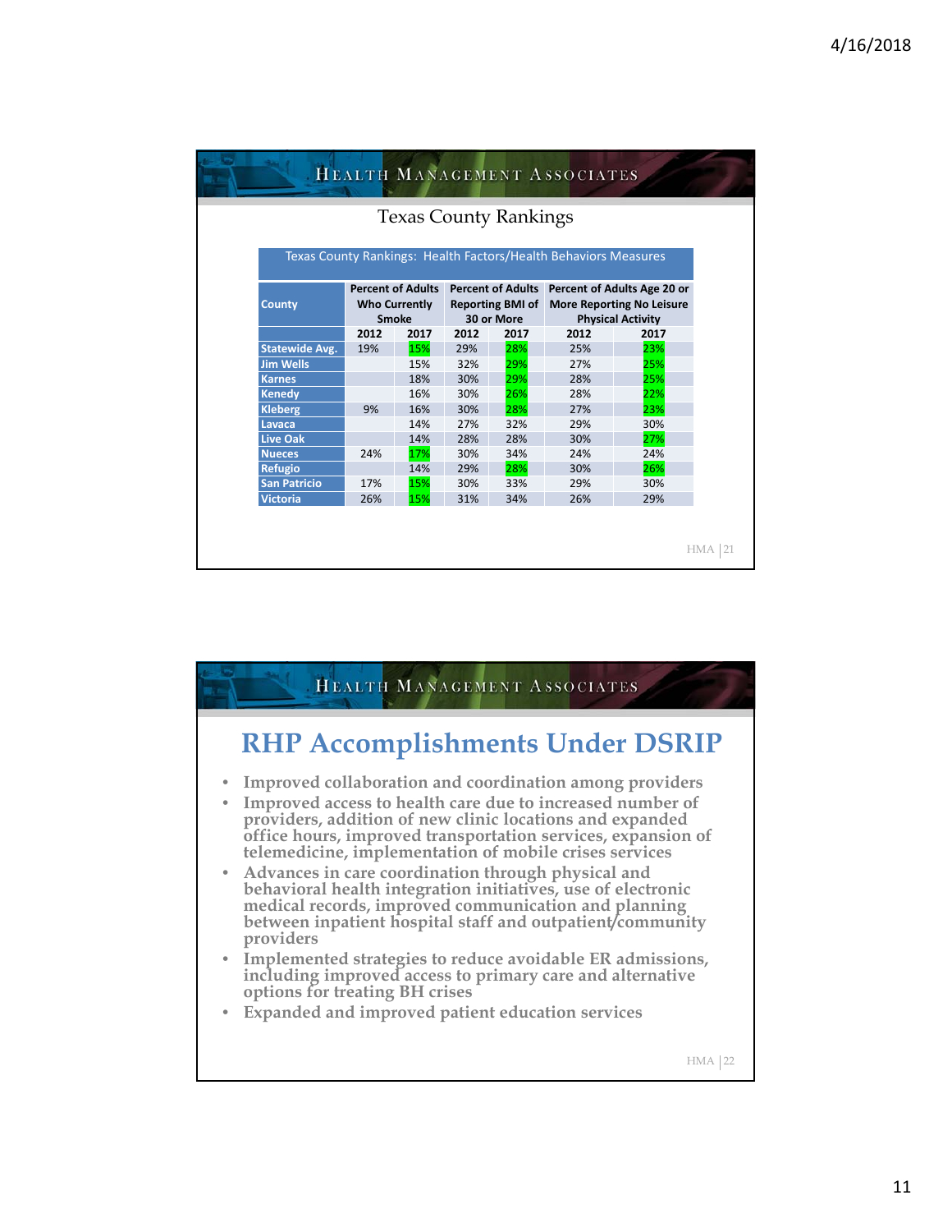## Texas County Rankings

Texas County Rankings: Health Factors/Health Behaviors Measures

| County | Percent of Adults Who Currently Smoke | | Percent of Adults Reporting BMI of 30 or More | | Percent of Adults Age 20 or More Reporting No Leisure Physical Activity | |
|---|---|---|---|---|---|---|
| | 2012 | 2017 | 2012 | 2017 | 2012 | 2017 |
| Statewide Avg. | 19% | 15% | 29% | 28% | 25% | 23% |
| Jim Wells | | 15% | 32% | 29% | 27% | 25% |
| Karnes | | 18% | 30% | 29% | 28% | 25% |
| Kenedy | | 16% | 30% | 26% | 28% | 22% |
| Kleberg | 9% | 16% | 30% | 28% | 27% | 23% |
| Lavaca | | 14% | 27% | 32% | 29% | 30% |
| Live Oak | | 14% | 28% | 28% | 30% | 27% |
| Nueces | 24% | 17% | 30% | 34% | 24% | 24% |
| Refugio | | 14% | 29% | 28% | 30% | 26% |
| San Patricio | 17% | 15% | 30% | 33% | 29% | 30% |
| Victoria | 26% | 15% | 31% | 34% | 26% | 29% |

## RHP Accomplishments Under DSRIP

- Improved collaboration and coordination among providers
- Improved access to health care due to increased number of providers, addition of new clinic locations and expanded office hours, improved transportation services, expansion of telemedicine, implementation of mobile crises services
- Advances in care coordination through physical and behavioral health integration initiatives, use of electronic medical records, improved communication and planning between inpatient hospital staff and outpatient/community providers
- Implemented strategies to reduce avoidable ER admissions, including improved access to primary care and alternative options for treating BH crises
- Expanded and improved patient education services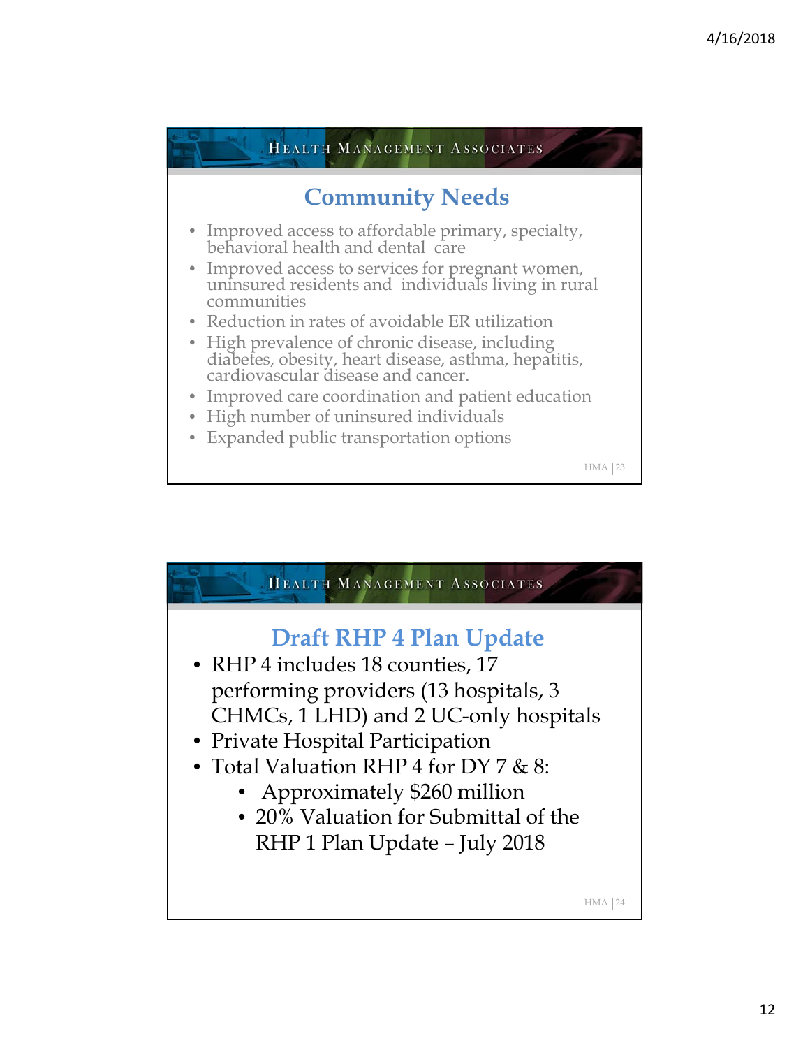## Community Needs

- Improved access to affordable primary, specialty, behavioral health and dental care
- Improved access to services for pregnant women, uninsured residents and individuals living in rural communities
- Reduction in rates of avoidable ER utilization
- High prevalence of chronic disease, including diabetes, obesity, heart disease, asthma, hepatitis, cardiovascular disease and cancer.
- Improved care coordination and patient education
- High number of uninsured individuals
- Expanded public transportation options

## Draft RHP 4 Plan Update

- RHP 4 includes 18 counties, 17 performing providers (13 hospitals, 3 CHMCs, 1 LHD) and 2 UC-only hospitals
- Private Hospital Participation
- Total Valuation RHP 4 for DY 7 & 8:
  - Approximately $260 million
  - 20% Valuation for Submittal of the RHP 1 Plan Update – July 2018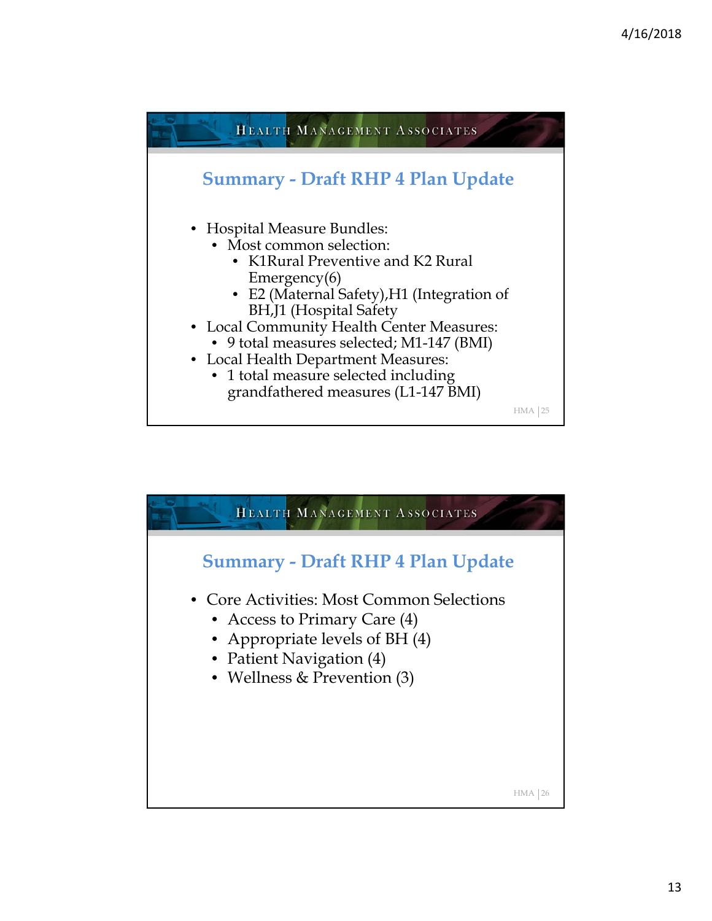## Summary - Draft RHP 4 Plan Update

- Hospital Measure Bundles:
  - Most common selection:
    - K1Rural Preventive and K2 Rural Emergency(6)
    - E2 (Maternal Safety),H1 (Integration of BH,J1 (Hospital Safety
- Local Community Health Center Measures:
  - 9 total measures selected; M1-147 (BMI)
- Local Health Department Measures:
  - 1 total measure selected including grandfathered measures (L1-147 BMI)

## Summary - Draft RHP 4 Plan Update

- Core Activities: Most Common Selections
  - Access to Primary Care (4)
  - Appropriate levels of BH (4)
  - Patient Navigation (4)
  - Wellness & Prevention (3)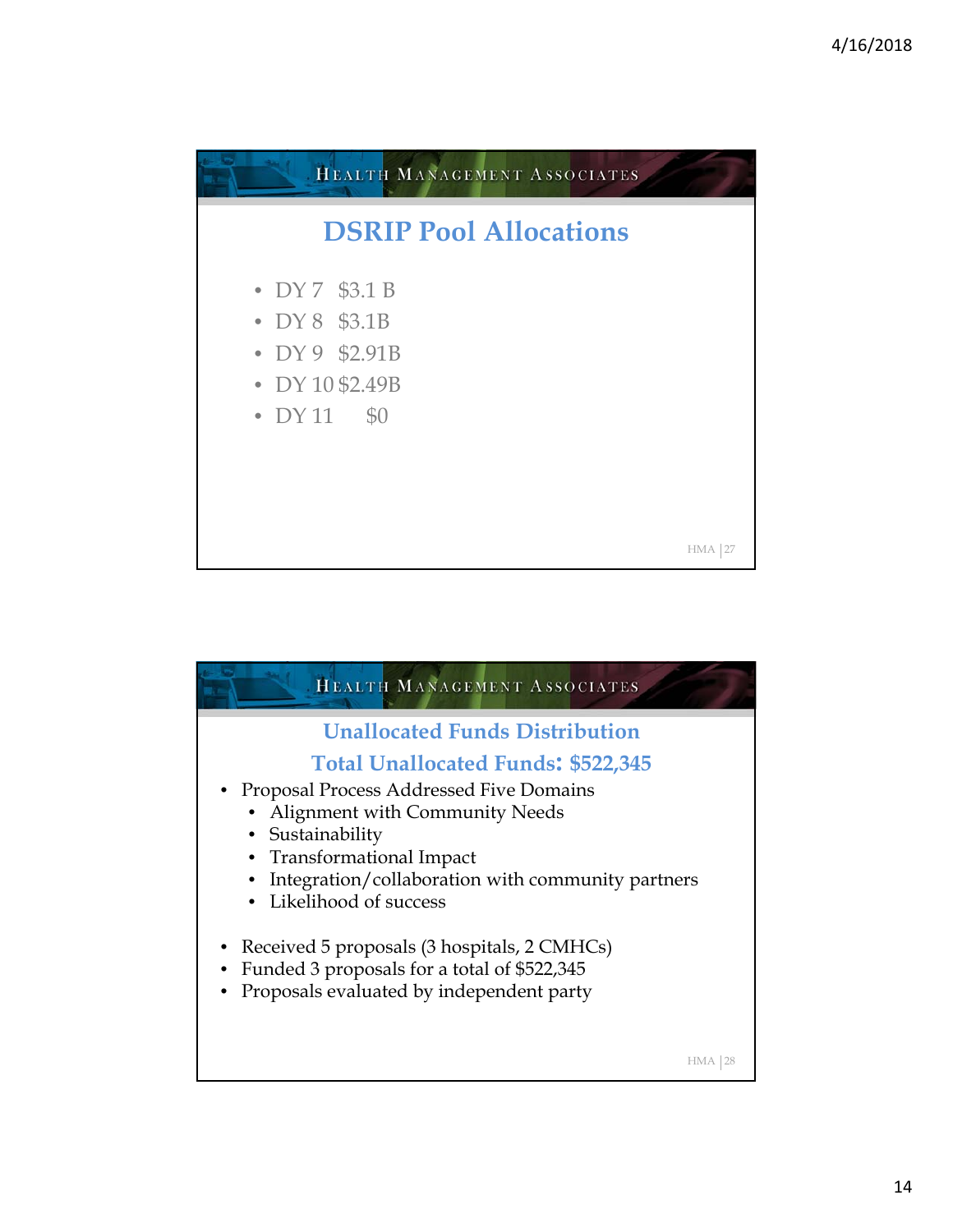## DSRIP Pool Allocations

- DY 7 $3.1 B
- DY 8 $3.1B
- DY 9 $2.91B
- DY 10 $2.49B
- DY 11 $0

## Unallocated Funds Distribution

### Total Unallocated Funds: $522,345

- Proposal Process Addressed Five Domains
  - Alignment with Community Needs
  - Sustainability
  - Transformational Impact
  - Integration/collaboration with community partners
  - Likelihood of success

- Received 5 proposals (3 hospitals, 2 CMHCs)
- Funded 3 proposals for a total of $522,345
- Proposals evaluated by independent party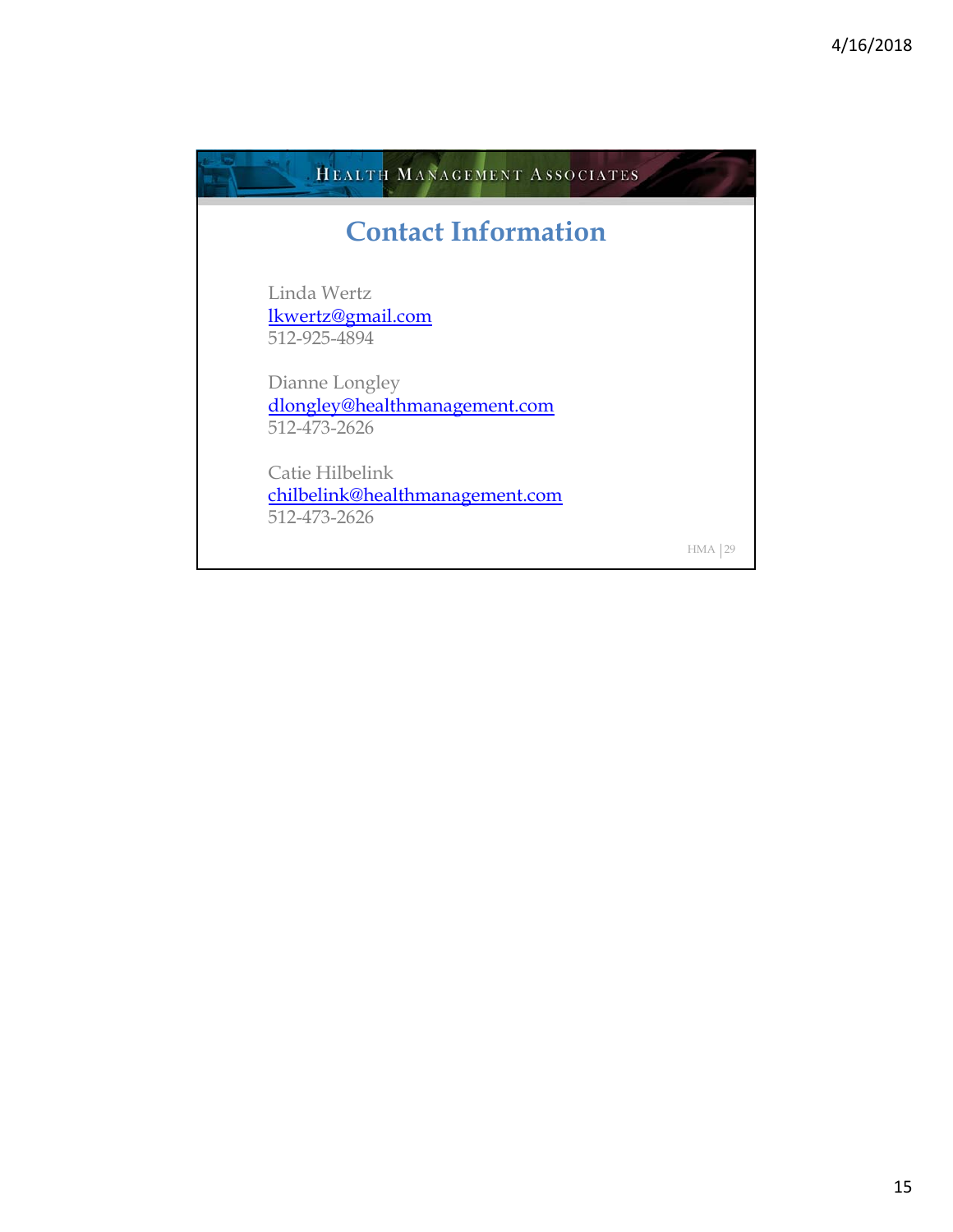## Contact Information

Linda Wertz
lkwertz@gmail.com
512-925-4894

Dianne Longley
dlongley@healthmanagement.com
512-473-2626

Catie Hilbelink
chilbelink@healthmanagement.com
512-473-2626